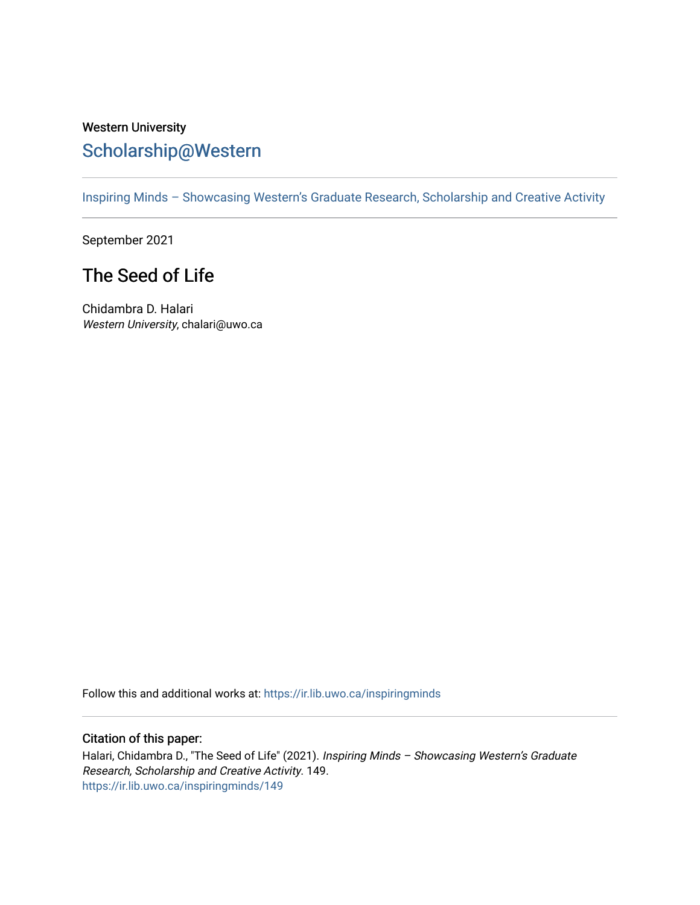Western University

Scholarship@Western

Inspiring Minds – Showcasing Western's Graduate Research, Scholarship and Creative Activity

September 2021

# The Seed of Life

Chidambra D. Halari
*Western University*, chalari@uwo.ca

Follow this and additional works at: https://ir.lib.uwo.ca/inspiringminds

## Citation of this paper:

Halari, Chidambra D., "The Seed of Life" (2021). *Inspiring Minds – Showcasing Western's Graduate Research, Scholarship and Creative Activity*. 149.
https://ir.lib.uwo.ca/inspiringminds/149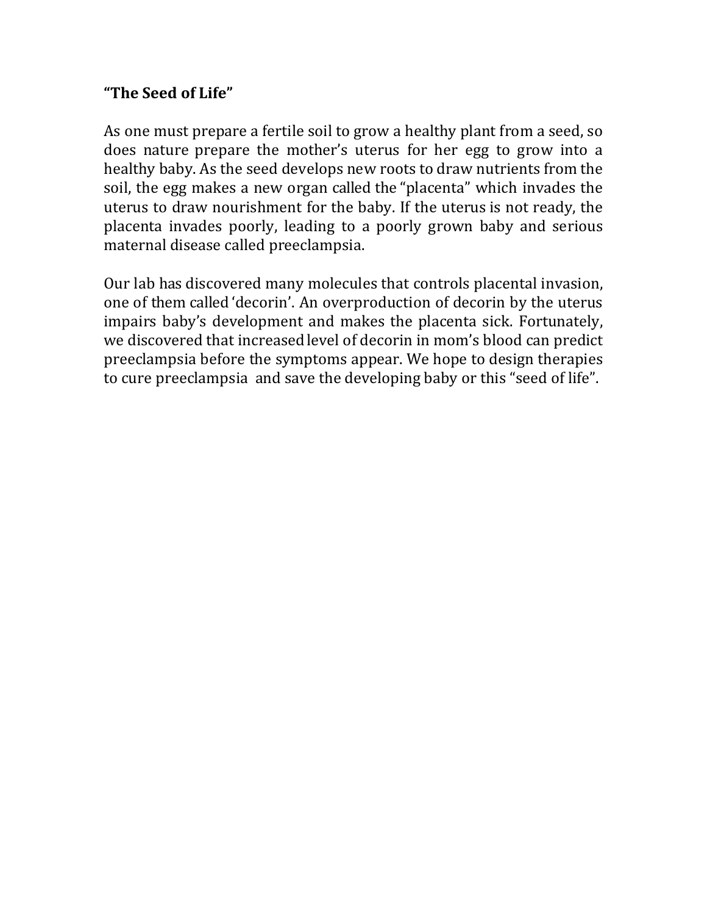**“The Seed of Life”**

As one must prepare a fertile soil to grow a healthy plant from a seed, so does nature prepare the mother’s uterus for her egg to grow into a healthy baby. As the seed develops new roots to draw nutrients from the soil, the egg makes a new organ called the “placenta” which invades the uterus to draw nourishment for the baby. If the uterus is not ready, the placenta invades poorly, leading to a poorly grown baby and serious maternal disease called preeclampsia.

Our lab has discovered many molecules that controls placental invasion, one of them called ‘decorin’. An overproduction of decorin by the uterus impairs baby’s development and makes the placenta sick. Fortunately, we discovered that increased level of decorin in mom’s blood can predict preeclampsia before the symptoms appear. We hope to design therapies to cure preeclampsia and save the developing baby or this “seed of life”.